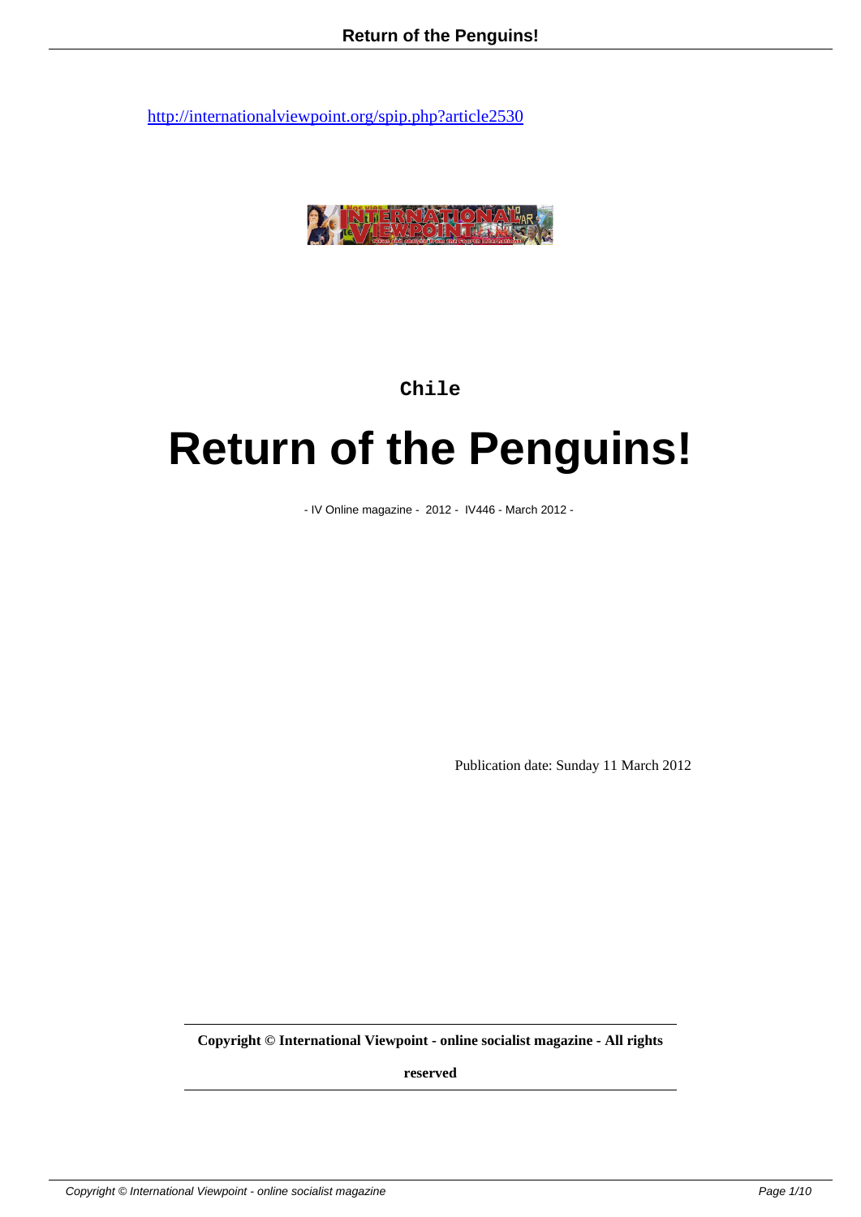http://internationalviewpoint.org/spip.php?article2530

**Chile**

# Return of the Penguins!

- IV Online magazine - 2012 - IV446 - March 2012 -

Publication date: Sunday 11 March 2012

**Copyright © International Viewpoint - online socialist magazine - All rights reserved**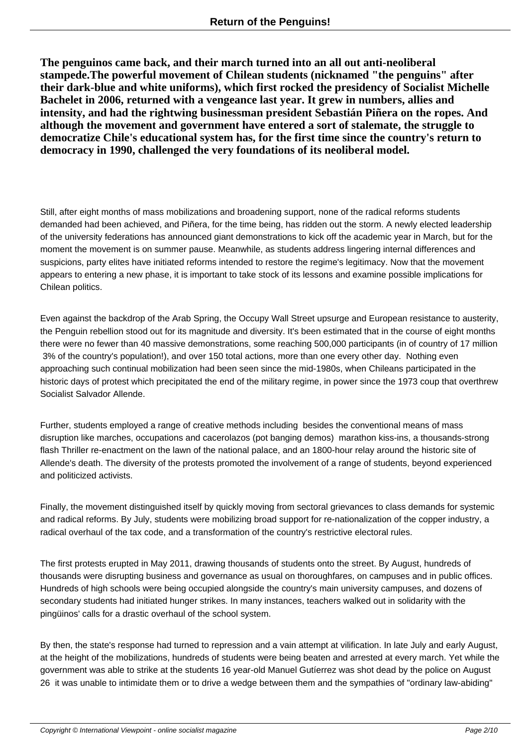**The penguinos came back, and their march turned into an all out anti-neoliberal stampede.The powerful movement of Chilean students (nicknamed "the penguins" after their dark-blue and white uniforms), which first rocked the presidency of Socialist Michelle Bachelet in 2006, returned with a vengeance last year. It grew in numbers, allies and intensity, and had the rightwing businessman president Sebastián Piñera on the ropes. And although the movement and government have entered a sort of stalemate, the struggle to democratize Chile's educational system has, for the first time since the country's return to democracy in 1990, challenged the very foundations of its neoliberal model.**

Still, after eight months of mass mobilizations and broadening support, none of the radical reforms students demanded had been achieved, and Piñera, for the time being, has ridden out the storm. A newly elected leadership of the university federations has announced giant demonstrations to kick off the academic year in March, but for the moment the movement is on summer pause. Meanwhile, as students address lingering internal differences and suspicions, party elites have initiated reforms intended to restore the regime's legitimacy. Now that the movement appears to entering a new phase, it is important to take stock of its lessons and examine possible implications for Chilean politics.

Even against the backdrop of the Arab Spring, the Occupy Wall Street upsurge and European resistance to austerity, the Penguin rebellion stood out for its magnitude and diversity. It's been estimated that in the course of eight months there were no fewer than 40 massive demonstrations, some reaching 500,000 participants (in of country of 17 million 3% of the country's population!), and over 150 total actions, more than one every other day. Nothing even approaching such continual mobilization had been seen since the mid-1980s, when Chileans participated in the historic days of protest which precipitated the end of the military regime, in power since the 1973 coup that overthrew Socialist Salvador Allende.

Further, students employed a range of creative methods including besides the conventional means of mass disruption like marches, occupations and cacerolazos (pot banging demos) marathon kiss-ins, a thousands-strong flash Thriller re-enactment on the lawn of the national palace, and an 1800-hour relay around the historic site of Allende's death. The diversity of the protests promoted the involvement of a range of students, beyond experienced and politicized activists.

Finally, the movement distinguished itself by quickly moving from sectoral grievances to class demands for systemic and radical reforms. By July, students were mobilizing broad support for re-nationalization of the copper industry, a radical overhaul of the tax code, and a transformation of the country's restrictive electoral rules.

The first protests erupted in May 2011, drawing thousands of students onto the street. By August, hundreds of thousands were disrupting business and governance as usual on thoroughfares, on campuses and in public offices. Hundreds of high schools were being occupied alongside the country's main university campuses, and dozens of secondary students had initiated hunger strikes. In many instances, teachers walked out in solidarity with the pingüinos' calls for a drastic overhaul of the school system.

By then, the state's response had turned to repression and a vain attempt at vilification. In late July and early August, at the height of the mobilizations, hundreds of students were being beaten and arrested at every march. Yet while the government was able to strike at the students 16 year-old Manuel Gutíerrez was shot dead by the police on August 26 it was unable to intimidate them or to drive a wedge between them and the sympathies of "ordinary law-abiding"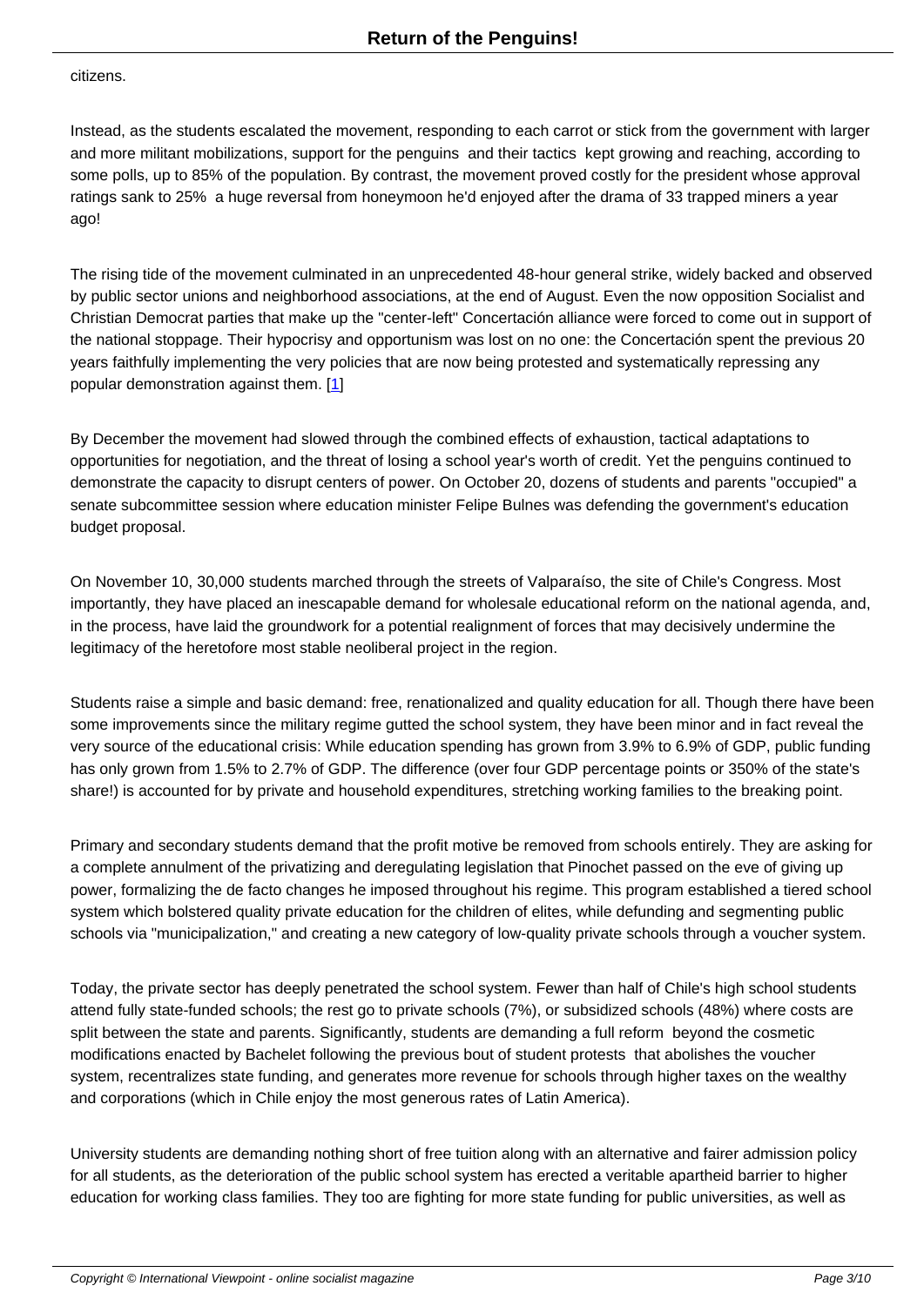citizens.

Instead, as the students escalated the movement, responding to each carrot or stick from the government with larger and more militant mobilizations, support for the penguins and their tactics kept growing and reaching, according to some polls, up to 85% of the population. By contrast, the movement proved costly for the president whose approval ratings sank to 25% a huge reversal from honeymoon he'd enjoyed after the drama of 33 trapped miners a year ago!

The rising tide of the movement culminated in an unprecedented 48-hour general strike, widely backed and observed by public sector unions and neighborhood associations, at the end of August. Even the now opposition Socialist and Christian Democrat parties that make up the "center-left" Concertación alliance were forced to come out in support of the national stoppage. Their hypocrisy and opportunism was lost on no one: the Concertación spent the previous 20 years faithfully implementing the very policies that are now being protested and systematically repressing any popular demonstration against them. [1]

By December the movement had slowed through the combined effects of exhaustion, tactical adaptations to opportunities for negotiation, and the threat of losing a school year's worth of credit. Yet the penguins continued to demonstrate the capacity to disrupt centers of power. On October 20, dozens of students and parents "occupied" a senate subcommittee session where education minister Felipe Bulnes was defending the government's education budget proposal.

On November 10, 30,000 students marched through the streets of Valparaíso, the site of Chile's Congress. Most importantly, they have placed an inescapable demand for wholesale educational reform on the national agenda, and, in the process, have laid the groundwork for a potential realignment of forces that may decisively undermine the legitimacy of the heretofore most stable neoliberal project in the region.

Students raise a simple and basic demand: free, renationalized and quality education for all. Though there have been some improvements since the military regime gutted the school system, they have been minor and in fact reveal the very source of the educational crisis: While education spending has grown from 3.9% to 6.9% of GDP, public funding has only grown from 1.5% to 2.7% of GDP. The difference (over four GDP percentage points or 350% of the state's share!) is accounted for by private and household expenditures, stretching working families to the breaking point.

Primary and secondary students demand that the profit motive be removed from schools entirely. They are asking for a complete annulment of the privatizing and deregulating legislation that Pinochet passed on the eve of giving up power, formalizing the de facto changes he imposed throughout his regime. This program established a tiered school system which bolstered quality private education for the children of elites, while defunding and segmenting public schools via "municipalization," and creating a new category of low-quality private schools through a voucher system.

Today, the private sector has deeply penetrated the school system. Fewer than half of Chile's high school students attend fully state-funded schools; the rest go to private schools (7%), or subsidized schools (48%) where costs are split between the state and parents. Significantly, students are demanding a full reform beyond the cosmetic modifications enacted by Bachelet following the previous bout of student protests that abolishes the voucher system, recentralizes state funding, and generates more revenue for schools through higher taxes on the wealthy and corporations (which in Chile enjoy the most generous rates of Latin America).

University students are demanding nothing short of free tuition along with an alternative and fairer admission policy for all students, as the deterioration of the public school system has erected a veritable apartheid barrier to higher education for working class families. They too are fighting for more state funding for public universities, as well as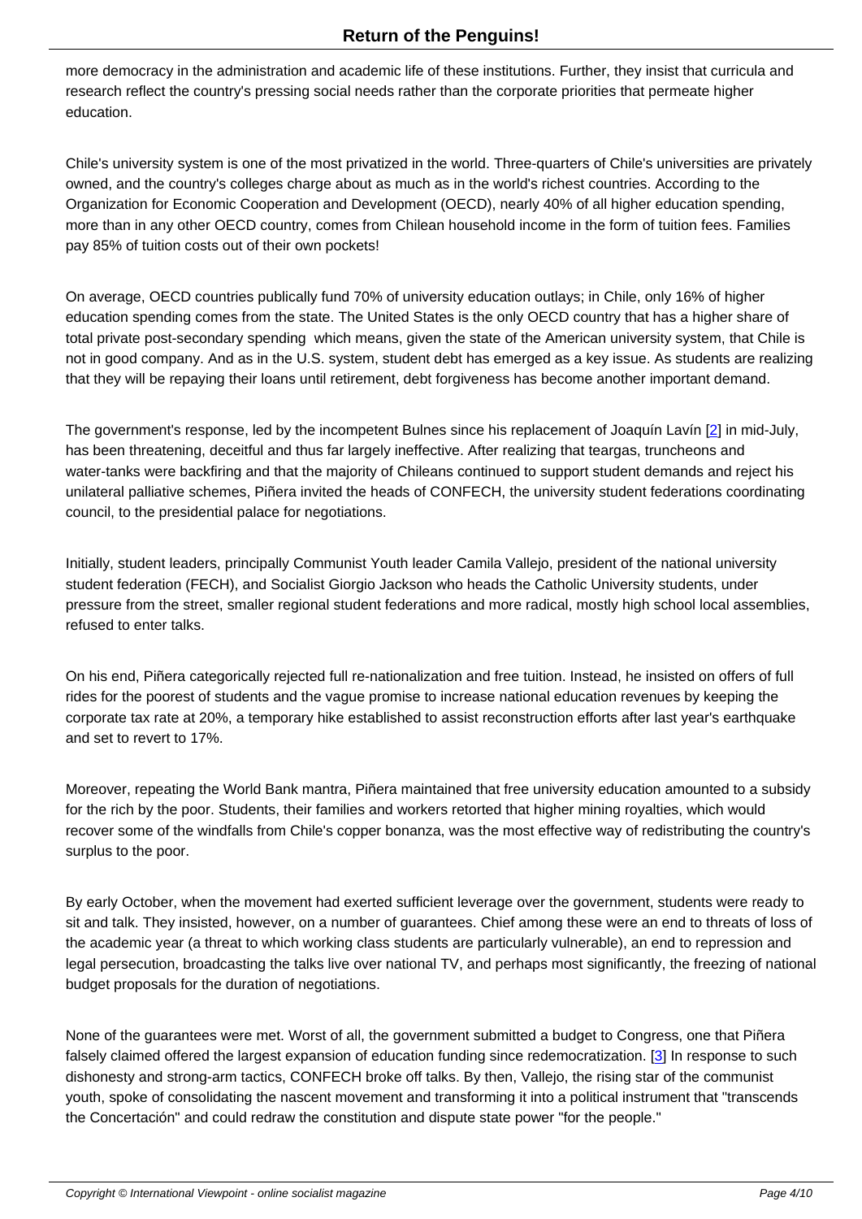more democracy in the administration and academic life of these institutions. Further, they insist that curricula and research reflect the country's pressing social needs rather than the corporate priorities that permeate higher education.

Chile's university system is one of the most privatized in the world. Three-quarters of Chile's universities are privately owned, and the country's colleges charge about as much as in the world's richest countries. According to the Organization for Economic Cooperation and Development (OECD), nearly 40% of all higher education spending, more than in any other OECD country, comes from Chilean household income in the form of tuition fees. Families pay 85% of tuition costs out of their own pockets!

On average, OECD countries publically fund 70% of university education outlays; in Chile, only 16% of higher education spending comes from the state. The United States is the only OECD country that has a higher share of total private post-secondary spending which means, given the state of the American university system, that Chile is not in good company. And as in the U.S. system, student debt has emerged as a key issue. As students are realizing that they will be repaying their loans until retirement, debt forgiveness has become another important demand.

The government's response, led by the incompetent Bulnes since his replacement of Joaquín Lavín [2] in mid-July, has been threatening, deceitful and thus far largely ineffective. After realizing that teargas, truncheons and water-tanks were backfiring and that the majority of Chileans continued to support student demands and reject his unilateral palliative schemes, Piñera invited the heads of CONFECH, the university student federations coordinating council, to the presidential palace for negotiations.

Initially, student leaders, principally Communist Youth leader Camila Vallejo, president of the national university student federation (FECH), and Socialist Giorgio Jackson who heads the Catholic University students, under pressure from the street, smaller regional student federations and more radical, mostly high school local assemblies, refused to enter talks.

On his end, Piñera categorically rejected full re-nationalization and free tuition. Instead, he insisted on offers of full rides for the poorest of students and the vague promise to increase national education revenues by keeping the corporate tax rate at 20%, a temporary hike established to assist reconstruction efforts after last year's earthquake and set to revert to 17%.

Moreover, repeating the World Bank mantra, Piñera maintained that free university education amounted to a subsidy for the rich by the poor. Students, their families and workers retorted that higher mining royalties, which would recover some of the windfalls from Chile's copper bonanza, was the most effective way of redistributing the country's surplus to the poor.

By early October, when the movement had exerted sufficient leverage over the government, students were ready to sit and talk. They insisted, however, on a number of guarantees. Chief among these were an end to threats of loss of the academic year (a threat to which working class students are particularly vulnerable), an end to repression and legal persecution, broadcasting the talks live over national TV, and perhaps most significantly, the freezing of national budget proposals for the duration of negotiations.

None of the guarantees were met. Worst of all, the government submitted a budget to Congress, one that Piñera falsely claimed offered the largest expansion of education funding since redemocratization. [3] In response to such dishonesty and strong-arm tactics, CONFECH broke off talks. By then, Vallejo, the rising star of the communist youth, spoke of consolidating the nascent movement and transforming it into a political instrument that "transcends the Concertación" and could redraw the constitution and dispute state power "for the people."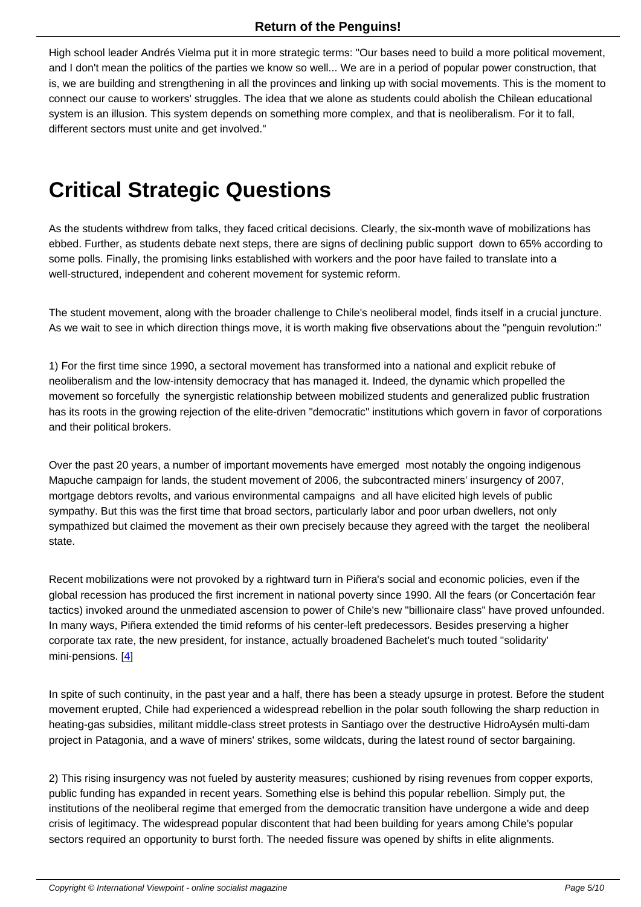High school leader Andrés Vielma put it in more strategic terms: "Our bases need to build a more political movement, and I don't mean the politics of the parties we know so well... We are in a period of popular power construction, that is, we are building and strengthening in all the provinces and linking up with social movements. This is the moment to connect our cause to workers' struggles. The idea that we alone as students could abolish the Chilean educational system is an illusion. This system depends on something more complex, and that is neoliberalism. For it to fall, different sectors must unite and get involved."

# Critical Strategic Questions

As the students withdrew from talks, they faced critical decisions. Clearly, the six-month wave of mobilizations has ebbed. Further, as students debate next steps, there are signs of declining public support down to 65% according to some polls. Finally, the promising links established with workers and the poor have failed to translate into a well-structured, independent and coherent movement for systemic reform.

The student movement, along with the broader challenge to Chile's neoliberal model, finds itself in a crucial juncture. As we wait to see in which direction things move, it is worth making five observations about the "penguin revolution:"

1) For the first time since 1990, a sectoral movement has transformed into a national and explicit rebuke of neoliberalism and the low-intensity democracy that has managed it. Indeed, the dynamic which propelled the movement so forcefully the synergistic relationship between mobilized students and generalized public frustration has its roots in the growing rejection of the elite-driven "democratic" institutions which govern in favor of corporations and their political brokers.

Over the past 20 years, a number of important movements have emerged most notably the ongoing indigenous Mapuche campaign for lands, the student movement of 2006, the subcontracted miners' insurgency of 2007, mortgage debtors revolts, and various environmental campaigns and all have elicited high levels of public sympathy. But this was the first time that broad sectors, particularly labor and poor urban dwellers, not only sympathized but claimed the movement as their own precisely because they agreed with the target the neoliberal state.

Recent mobilizations were not provoked by a rightward turn in Piñera's social and economic policies, even if the global recession has produced the first increment in national poverty since 1990. All the fears (or Concertación fear tactics) invoked around the unmediated ascension to power of Chile's new "billionaire class" have proved unfounded. In many ways, Piñera extended the timid reforms of his center-left predecessors. Besides preserving a higher corporate tax rate, the new president, for instance, actually broadened Bachelet's much touted "solidarity' mini-pensions. [4]

In spite of such continuity, in the past year and a half, there has been a steady upsurge in protest. Before the student movement erupted, Chile had experienced a widespread rebellion in the polar south following the sharp reduction in heating-gas subsidies, militant middle-class street protests in Santiago over the destructive HidroAysén multi-dam project in Patagonia, and a wave of miners' strikes, some wildcats, during the latest round of sector bargaining.

2) This rising insurgency was not fueled by austerity measures; cushioned by rising revenues from copper exports, public funding has expanded in recent years. Something else is behind this popular rebellion. Simply put, the institutions of the neoliberal regime that emerged from the democratic transition have undergone a wide and deep crisis of legitimacy. The widespread popular discontent that had been building for years among Chile's popular sectors required an opportunity to burst forth. The needed fissure was opened by shifts in elite alignments.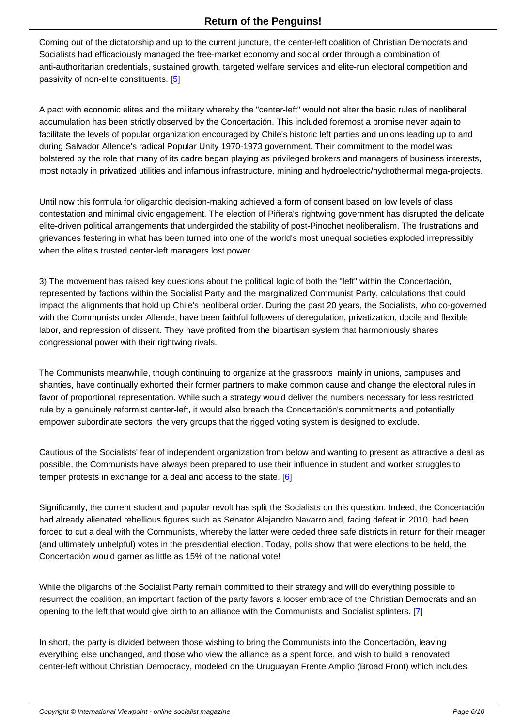Coming out of the dictatorship and up to the current juncture, the center-left coalition of Christian Democrats and Socialists had efficaciously managed the free-market economy and social order through a combination of anti-authoritarian credentials, sustained growth, targeted welfare services and elite-run electoral competition and passivity of non-elite constituents. [5]

A pact with economic elites and the military whereby the "center-left" would not alter the basic rules of neoliberal accumulation has been strictly observed by the Concertación. This included foremost a promise never again to facilitate the levels of popular organization encouraged by Chile's historic left parties and unions leading up to and during Salvador Allende's radical Popular Unity 1970-1973 government. Their commitment to the model was bolstered by the role that many of its cadre began playing as privileged brokers and managers of business interests, most notably in privatized utilities and infamous infrastructure, mining and hydroelectric/hydrothermal mega-projects.

Until now this formula for oligarchic decision-making achieved a form of consent based on low levels of class contestation and minimal civic engagement. The election of Piñera's rightwing government has disrupted the delicate elite-driven political arrangements that undergirded the stability of post-Pinochet neoliberalism. The frustrations and grievances festering in what has been turned into one of the world's most unequal societies exploded irrepressibly when the elite's trusted center-left managers lost power.

3) The movement has raised key questions about the political logic of both the "left" within the Concertación, represented by factions within the Socialist Party and the marginalized Communist Party, calculations that could impact the alignments that hold up Chile's neoliberal order. During the past 20 years, the Socialists, who co-governed with the Communists under Allende, have been faithful followers of deregulation, privatization, docile and flexible labor, and repression of dissent. They have profited from the bipartisan system that harmoniously shares congressional power with their rightwing rivals.

The Communists meanwhile, though continuing to organize at the grassroots mainly in unions, campuses and shanties, have continually exhorted their former partners to make common cause and change the electoral rules in favor of proportional representation. While such a strategy would deliver the numbers necessary for less restricted rule by a genuinely reformist center-left, it would also breach the Concertación's commitments and potentially empower subordinate sectors the very groups that the rigged voting system is designed to exclude.

Cautious of the Socialists' fear of independent organization from below and wanting to present as attractive a deal as possible, the Communists have always been prepared to use their influence in student and worker struggles to temper protests in exchange for a deal and access to the state. [6]

Significantly, the current student and popular revolt has split the Socialists on this question. Indeed, the Concertación had already alienated rebellious figures such as Senator Alejandro Navarro and, facing defeat in 2010, had been forced to cut a deal with the Communists, whereby the latter were ceded three safe districts in return for their meager (and ultimately unhelpful) votes in the presidential election. Today, polls show that were elections to be held, the Concertación would garner as little as 15% of the national vote!

While the oligarchs of the Socialist Party remain committed to their strategy and will do everything possible to resurrect the coalition, an important faction of the party favors a looser embrace of the Christian Democrats and an opening to the left that would give birth to an alliance with the Communists and Socialist splinters. [7]

In short, the party is divided between those wishing to bring the Communists into the Concertación, leaving everything else unchanged, and those who view the alliance as a spent force, and wish to build a renovated center-left without Christian Democracy, modeled on the Uruguayan Frente Amplio (Broad Front) which includes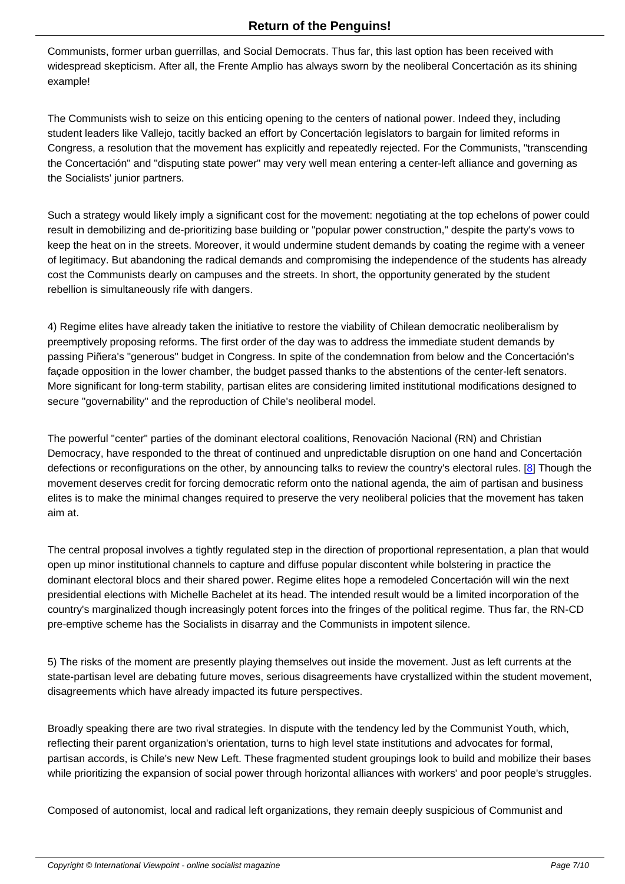Communists, former urban guerrillas, and Social Democrats. Thus far, this last option has been received with widespread skepticism. After all, the Frente Amplio has always sworn by the neoliberal Concertación as its shining example!

The Communists wish to seize on this enticing opening to the centers of national power. Indeed they, including student leaders like Vallejo, tacitly backed an effort by Concertación legislators to bargain for limited reforms in Congress, a resolution that the movement has explicitly and repeatedly rejected. For the Communists, "transcending the Concertación" and "disputing state power" may very well mean entering a center-left alliance and governing as the Socialists' junior partners.

Such a strategy would likely imply a significant cost for the movement: negotiating at the top echelons of power could result in demobilizing and de-prioritizing base building or "popular power construction," despite the party's vows to keep the heat on in the streets. Moreover, it would undermine student demands by coating the regime with a veneer of legitimacy. But abandoning the radical demands and compromising the independence of the students has already cost the Communists dearly on campuses and the streets. In short, the opportunity generated by the student rebellion is simultaneously rife with dangers.

4) Regime elites have already taken the initiative to restore the viability of Chilean democratic neoliberalism by preemptively proposing reforms. The first order of the day was to address the immediate student demands by passing Piñera's "generous" budget in Congress. In spite of the condemnation from below and the Concertación's façade opposition in the lower chamber, the budget passed thanks to the abstentions of the center-left senators. More significant for long-term stability, partisan elites are considering limited institutional modifications designed to secure "governability" and the reproduction of Chile's neoliberal model.

The powerful "center" parties of the dominant electoral coalitions, Renovación Nacional (RN) and Christian Democracy, have responded to the threat of continued and unpredictable disruption on one hand and Concertación defections or reconfigurations on the other, by announcing talks to review the country's electoral rules. [8] Though the movement deserves credit for forcing democratic reform onto the national agenda, the aim of partisan and business elites is to make the minimal changes required to preserve the very neoliberal policies that the movement has taken aim at.

The central proposal involves a tightly regulated step in the direction of proportional representation, a plan that would open up minor institutional channels to capture and diffuse popular discontent while bolstering in practice the dominant electoral blocs and their shared power. Regime elites hope a remodeled Concertación will win the next presidential elections with Michelle Bachelet at its head. The intended result would be a limited incorporation of the country's marginalized though increasingly potent forces into the fringes of the political regime. Thus far, the RN-CD pre-emptive scheme has the Socialists in disarray and the Communists in impotent silence.

5) The risks of the moment are presently playing themselves out inside the movement. Just as left currents at the state-partisan level are debating future moves, serious disagreements have crystallized within the student movement, disagreements which have already impacted its future perspectives.

Broadly speaking there are two rival strategies. In dispute with the tendency led by the Communist Youth, which, reflecting their parent organization's orientation, turns to high level state institutions and advocates for formal, partisan accords, is Chile's new New Left. These fragmented student groupings look to build and mobilize their bases while prioritizing the expansion of social power through horizontal alliances with workers' and poor people's struggles.

Composed of autonomist, local and radical left organizations, they remain deeply suspicious of Communist and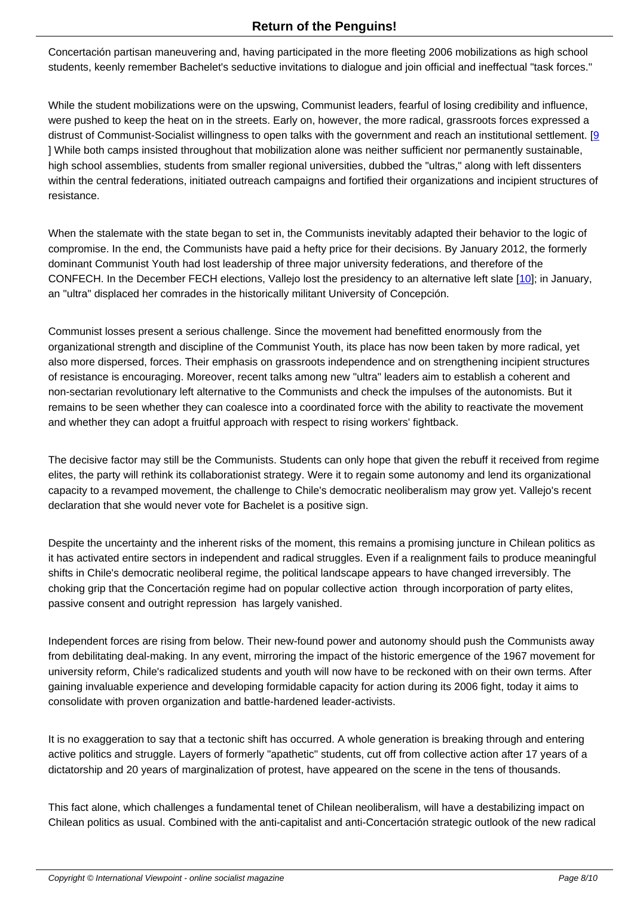Concertación partisan maneuvering and, having participated in the more fleeting 2006 mobilizations as high school students, keenly remember Bachelet's seductive invitations to dialogue and join official and ineffectual "task forces."

While the student mobilizations were on the upswing, Communist leaders, fearful of losing credibility and influence, were pushed to keep the heat on in the streets. Early on, however, the more radical, grassroots forces expressed a distrust of Communist-Socialist willingness to open talks with the government and reach an institutional settlement. [9] While both camps insisted throughout that mobilization alone was neither sufficient nor permanently sustainable, high school assemblies, students from smaller regional universities, dubbed the "ultras," along with left dissenters within the central federations, initiated outreach campaigns and fortified their organizations and incipient structures of resistance.

When the stalemate with the state began to set in, the Communists inevitably adapted their behavior to the logic of compromise. In the end, the Communists have paid a hefty price for their decisions. By January 2012, the formerly dominant Communist Youth had lost leadership of three major university federations, and therefore of the CONFECH. In the December FECH elections, Vallejo lost the presidency to an alternative left slate [10]; in January, an "ultra" displaced her comrades in the historically militant University of Concepción.

Communist losses present a serious challenge. Since the movement had benefitted enormously from the organizational strength and discipline of the Communist Youth, its place has now been taken by more radical, yet also more dispersed, forces. Their emphasis on grassroots independence and on strengthening incipient structures of resistance is encouraging. Moreover, recent talks among new "ultra" leaders aim to establish a coherent and non-sectarian revolutionary left alternative to the Communists and check the impulses of the autonomists. But it remains to be seen whether they can coalesce into a coordinated force with the ability to reactivate the movement and whether they can adopt a fruitful approach with respect to rising workers' fightback.

The decisive factor may still be the Communists. Students can only hope that given the rebuff it received from regime elites, the party will rethink its collaborationist strategy. Were it to regain some autonomy and lend its organizational capacity to a revamped movement, the challenge to Chile's democratic neoliberalism may grow yet. Vallejo's recent declaration that she would never vote for Bachelet is a positive sign.

Despite the uncertainty and the inherent risks of the moment, this remains a promising juncture in Chilean politics as it has activated entire sectors in independent and radical struggles. Even if a realignment fails to produce meaningful shifts in Chile's democratic neoliberal regime, the political landscape appears to have changed irreversibly. The choking grip that the Concertación regime had on popular collective action through incorporation of party elites, passive consent and outright repression has largely vanished.

Independent forces are rising from below. Their new-found power and autonomy should push the Communists away from debilitating deal-making. In any event, mirroring the impact of the historic emergence of the 1967 movement for university reform, Chile's radicalized students and youth will now have to be reckoned with on their own terms. After gaining invaluable experience and developing formidable capacity for action during its 2006 fight, today it aims to consolidate with proven organization and battle-hardened leader-activists.

It is no exaggeration to say that a tectonic shift has occurred. A whole generation is breaking through and entering active politics and struggle. Layers of formerly "apathetic" students, cut off from collective action after 17 years of a dictatorship and 20 years of marginalization of protest, have appeared on the scene in the tens of thousands.

This fact alone, which challenges a fundamental tenet of Chilean neoliberalism, will have a destabilizing impact on Chilean politics as usual. Combined with the anti-capitalist and anti-Concertación strategic outlook of the new radical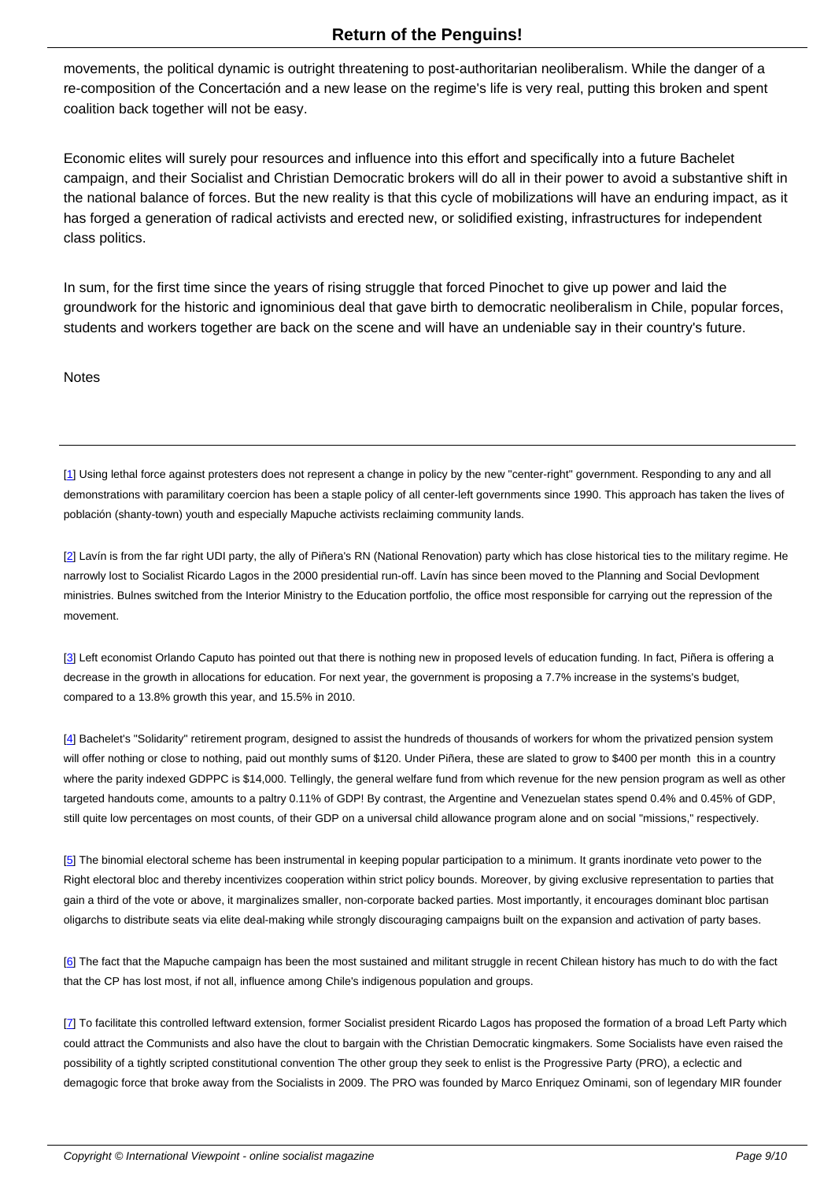movements, the political dynamic is outright threatening to post-authoritarian neoliberalism. While the danger of a re-composition of the Concertación and a new lease on the regime's life is very real, putting this broken and spent coalition back together will not be easy.

Economic elites will surely pour resources and influence into this effort and specifically into a future Bachelet campaign, and their Socialist and Christian Democratic brokers will do all in their power to avoid a substantive shift in the national balance of forces. But the new reality is that this cycle of mobilizations will have an enduring impact, as it has forged a generation of radical activists and erected new, or solidified existing, infrastructures for independent class politics.

In sum, for the first time since the years of rising struggle that forced Pinochet to give up power and laid the groundwork for the historic and ignominious deal that gave birth to democratic neoliberalism in Chile, popular forces, students and workers together are back on the scene and will have an undeniable say in their country's future.

Notes

---

[1] Using lethal force against protesters does not represent a change in policy by the new "center-right" government. Responding to any and all demonstrations with paramilitary coercion has been a staple policy of all center-left governments since 1990. This approach has taken the lives of población (shanty-town) youth and especially Mapuche activists reclaiming community lands.

[2] Lavín is from the far right UDI party, the ally of Piñera's RN (National Renovation) party which has close historical ties to the military regime. He narrowly lost to Socialist Ricardo Lagos in the 2000 presidential run-off. Lavín has since been moved to the Planning and Social Devlopment ministries. Bulnes switched from the Interior Ministry to the Education portfolio, the office most responsible for carrying out the repression of the movement.

[3] Left economist Orlando Caputo has pointed out that there is nothing new in proposed levels of education funding. In fact, Piñera is offering a decrease in the growth in allocations for education. For next year, the government is proposing a 7.7% increase in the systems's budget, compared to a 13.8% growth this year, and 15.5% in 2010.

[4] Bachelet's "Solidarity" retirement program, designed to assist the hundreds of thousands of workers for whom the privatized pension system will offer nothing or close to nothing, paid out monthly sums of $120. Under Piñera, these are slated to grow to $400 per month this in a country where the parity indexed GDPPC is $14,000. Tellingly, the general welfare fund from which revenue for the new pension program as well as other targeted handouts come, amounts to a paltry 0.11% of GDP! By contrast, the Argentine and Venezuelan states spend 0.4% and 0.45% of GDP, still quite low percentages on most counts, of their GDP on a universal child allowance program alone and on social "missions," respectively.

[5] The binomial electoral scheme has been instrumental in keeping popular participation to a minimum. It grants inordinate veto power to the Right electoral bloc and thereby incentivizes cooperation within strict policy bounds. Moreover, by giving exclusive representation to parties that gain a third of the vote or above, it marginalizes smaller, non-corporate backed parties. Most importantly, it encourages dominant bloc partisan oligarchs to distribute seats via elite deal-making while strongly discouraging campaigns built on the expansion and activation of party bases.

[6] The fact that the Mapuche campaign has been the most sustained and militant struggle in recent Chilean history has much to do with the fact that the CP has lost most, if not all, influence among Chile's indigenous population and groups.

[7] To facilitate this controlled leftward extension, former Socialist president Ricardo Lagos has proposed the formation of a broad Left Party which could attract the Communists and also have the clout to bargain with the Christian Democratic kingmakers. Some Socialists have even raised the possibility of a tightly scripted constitutional convention The other group they seek to enlist is the Progressive Party (PRO), a eclectic and demagogic force that broke away from the Socialists in 2009. The PRO was founded by Marco Enriquez Ominami, son of legendary MIR founder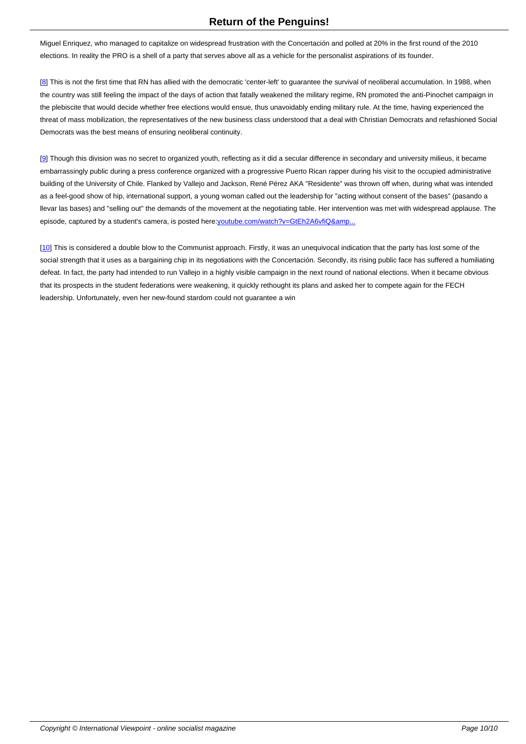Miguel Enriquez, who managed to capitalize on widespread frustration with the Concertación and polled at 20% in the first round of the 2010 elections. In reality the PRO is a shell of a party that serves above all as a vehicle for the personalist aspirations of its founder.

[8] This is not the first time that RN has allied with the democratic 'center-left' to guarantee the survival of neoliberal accumulation. In 1988, when the country was still feeling the impact of the days of action that fatally weakened the military regime, RN promoted the anti-Pinochet campaign in the plebiscite that would decide whether free elections would ensue, thus unavoidably ending military rule. At the time, having experienced the threat of mass mobilization, the representatives of the new business class understood that a deal with Christian Democrats and refashioned Social Democrats was the best means of ensuring neoliberal continuity.

[9] Though this division was no secret to organized youth, reflecting as it did a secular difference in secondary and university milieus, it became embarrassingly public during a press conference organized with a progressive Puerto Rican rapper during his visit to the occupied administrative building of the University of Chile. Flanked by Vallejo and Jackson, René Pérez AKA "Residente" was thrown off when, during what was intended as a feel-good show of hip, international support, a young woman called out the leadership for "acting without consent of the bases" (pasando a llevar las bases) and "selling out" the demands of the movement at the negotiating table. Her intervention was met with widespread applause. The episode, captured by a student's camera, is posted here:youtube.com/watch?v=GtEh2A6vfiQ&amp...

[10] This is considered a double blow to the Communist approach. Firstly, it was an unequivocal indication that the party has lost some of the social strength that it uses as a bargaining chip in its negotiations with the Concertación. Secondly, its rising public face has suffered a humiliating defeat. In fact, the party had intended to run Vallejo in a highly visible campaign in the next round of national elections. When it became obvious that its prospects in the student federations were weakening, it quickly rethought its plans and asked her to compete again for the FECH leadership. Unfortunately, even her new-found stardom could not guarantee a win